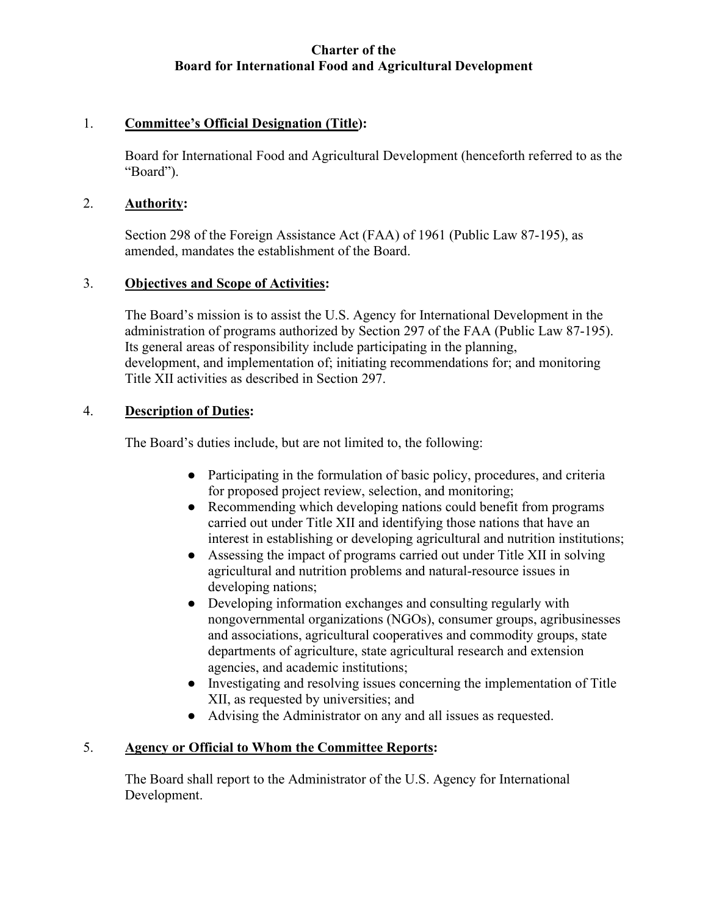# Charter of the Board for International Food and Agricultural Development

1. **Committee's Official Designation (Title):**

   Board for International Food and Agricultural Development (henceforth referred to as the "Board").

2. **Authority:**

   Section 298 of the Foreign Assistance Act (FAA) of 1961 (Public Law 87-195), as amended, mandates the establishment of the Board.

3. **Objectives and Scope of Activities:**

   The Board's mission is to assist the U.S. Agency for International Development in the administration of programs authorized by Section 297 of the FAA (Public Law 87-195). Its general areas of responsibility include participating in the planning, development, and implementation of; initiating recommendations for; and monitoring Title XII activities as described in Section 297.

4. **Description of Duties:**

   The Board's duties include, but are not limited to, the following:

   - Participating in the formulation of basic policy, procedures, and criteria for proposed project review, selection, and monitoring;
   - Recommending which developing nations could benefit from programs carried out under Title XII and identifying those nations that have an interest in establishing or developing agricultural and nutrition institutions;
   - Assessing the impact of programs carried out under Title XII in solving agricultural and nutrition problems and natural-resource issues in developing nations;
   - Developing information exchanges and consulting regularly with nongovernmental organizations (NGOs), consumer groups, agribusinesses and associations, agricultural cooperatives and commodity groups, state departments of agriculture, state agricultural research and extension agencies, and academic institutions;
   - Investigating and resolving issues concerning the implementation of Title XII, as requested by universities; and
   - Advising the Administrator on any and all issues as requested.

5. **Agency or Official to Whom the Committee Reports:**

   The Board shall report to the Administrator of the U.S. Agency for International Development.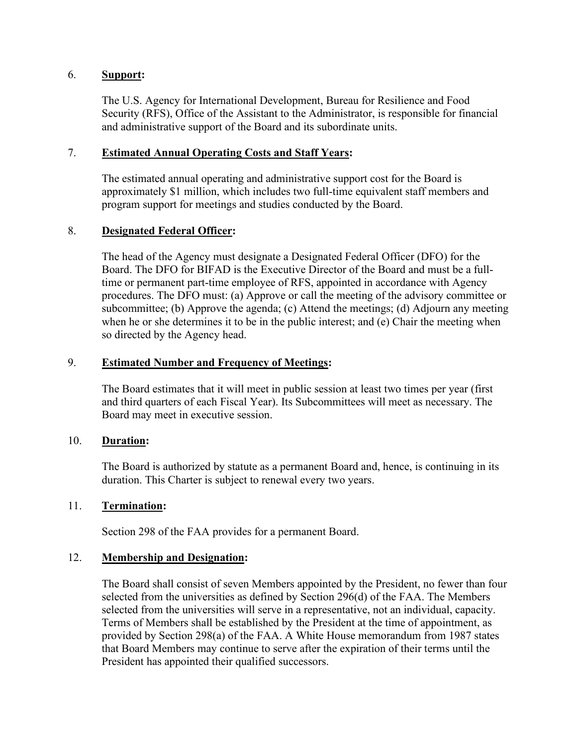6. **Support:**

The U.S. Agency for International Development, Bureau for Resilience and Food Security (RFS), Office of the Assistant to the Administrator, is responsible for financial and administrative support of the Board and its subordinate units.

7. **Estimated Annual Operating Costs and Staff Years:**

The estimated annual operating and administrative support cost for the Board is approximately $1 million, which includes two full-time equivalent staff members and program support for meetings and studies conducted by the Board.

8. **Designated Federal Officer:**

The head of the Agency must designate a Designated Federal Officer (DFO) for the Board. The DFO for BIFAD is the Executive Director of the Board and must be a full-time or permanent part-time employee of RFS, appointed in accordance with Agency procedures. The DFO must: (a) Approve or call the meeting of the advisory committee or subcommittee; (b) Approve the agenda; (c) Attend the meetings; (d) Adjourn any meeting when he or she determines it to be in the public interest; and (e) Chair the meeting when so directed by the Agency head.

9. **Estimated Number and Frequency of Meetings:**

The Board estimates that it will meet in public session at least two times per year (first and third quarters of each Fiscal Year). Its Subcommittees will meet as necessary. The Board may meet in executive session.

10. **Duration:**

The Board is authorized by statute as a permanent Board and, hence, is continuing in its duration. This Charter is subject to renewal every two years.

11. **Termination:**

Section 298 of the FAA provides for a permanent Board.

12. **Membership and Designation:**

The Board shall consist of seven Members appointed by the President, no fewer than four selected from the universities as defined by Section 296(d) of the FAA. The Members selected from the universities will serve in a representative, not an individual, capacity. Terms of Members shall be established by the President at the time of appointment, as provided by Section 298(a) of the FAA. A White House memorandum from 1987 states that Board Members may continue to serve after the expiration of their terms until the President has appointed their qualified successors.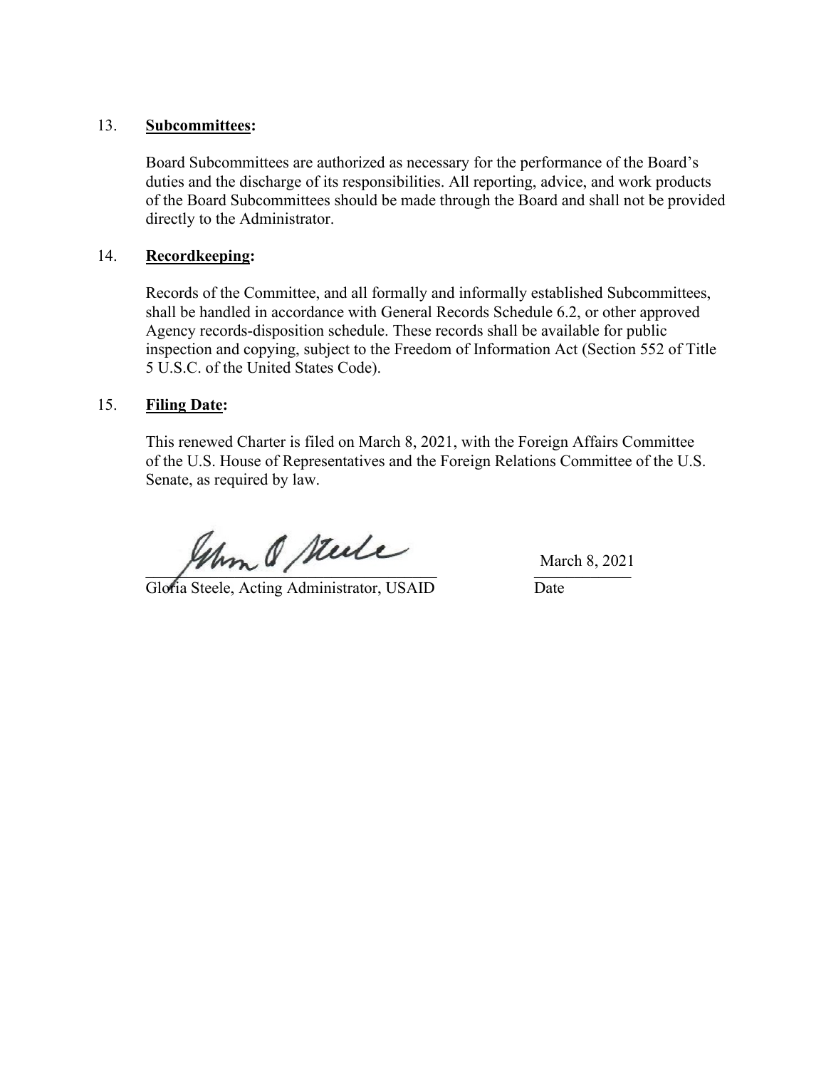13. **Subcommittees:**

    Board Subcommittees are authorized as necessary for the performance of the Board's duties and the discharge of its responsibilities. All reporting, advice, and work products of the Board Subcommittees should be made through the Board and shall not be provided directly to the Administrator.

14. **Recordkeeping:**

    Records of the Committee, and all formally and informally established Subcommittees, shall be handled in accordance with General Records Schedule 6.2, or other approved Agency records-disposition schedule. These records shall be available for public inspection and copying, subject to the Freedom of Information Act (Section 552 of Title 5 U.S.C. of the United States Code).

15. **Filing Date:**

    This renewed Charter is filed on March 8, 2021, with the Foreign Affairs Committee of the U.S. House of Representatives and the Foreign Relations Committee of the U.S. Senate, as required by law.

Gloria Steele, Acting Administrator, USAID

March 8, 2021
Date